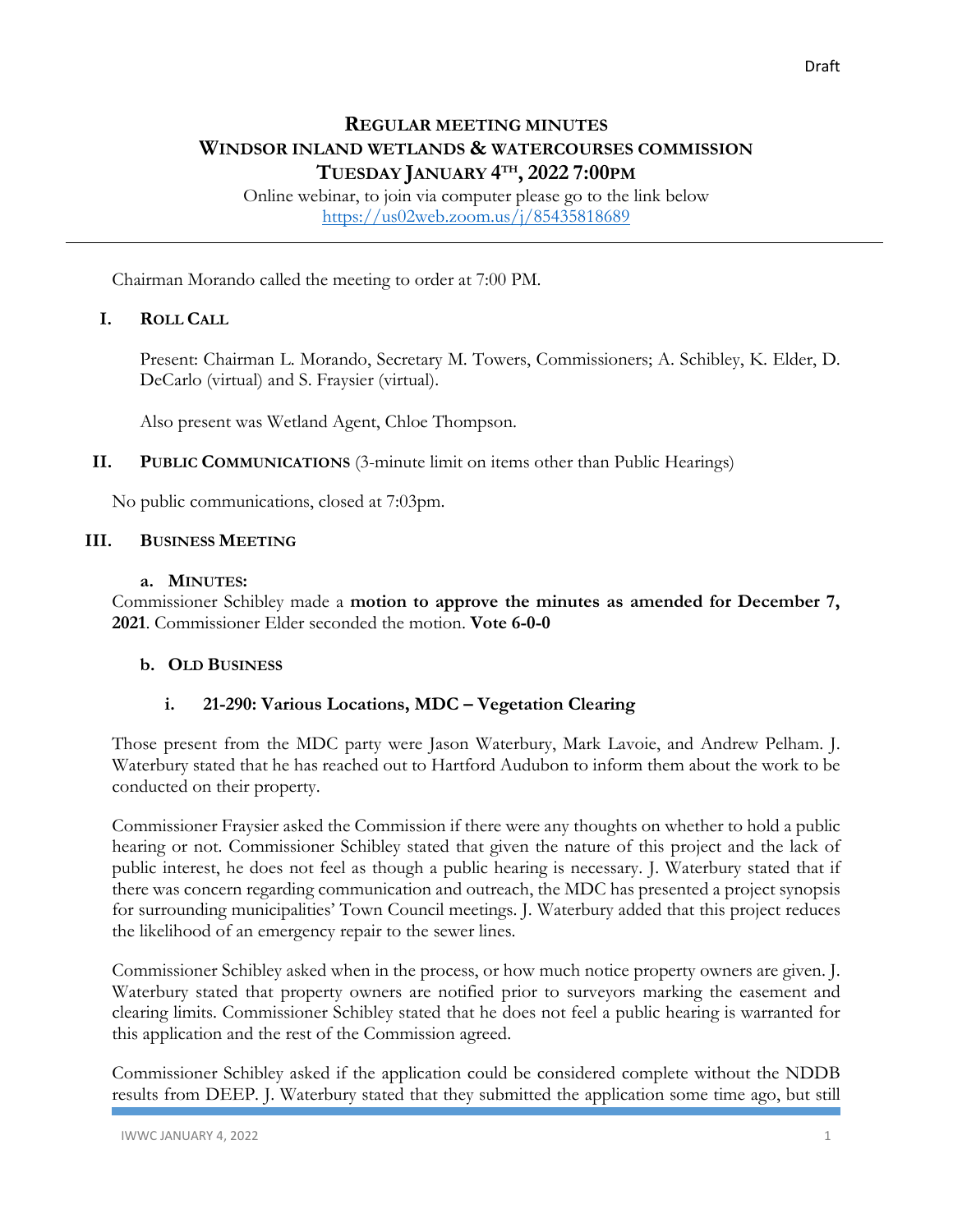Draft

# REGULAR MEETING MINUTES
# WINDSOR INLAND WETLANDS & WATERCOURSES COMMISSION
# TUESDAY JANUARY 4TH, 2022 7:00PM

Online webinar, to join via computer please go to the link below
https://us02web.zoom.us/j/85435818689

---

Chairman Morando called the meeting to order at 7:00 PM.

## I. ROLL CALL

Present: Chairman L. Morando, Secretary M. Towers, Commissioners; A. Schibley, K. Elder, D. DeCarlo (virtual) and S. Fraysier (virtual).

Also present was Wetland Agent, Chloe Thompson.

## II. PUBLIC COMMUNICATIONS (3-minute limit on items other than Public Hearings)

No public communications, closed at 7:03pm.

## III. BUSINESS MEETING

### a. MINUTES:

Commissioner Schibley made a **motion to approve the minutes as amended for December 7, 2021**. Commissioner Elder seconded the motion. **Vote 6-0-0**

### b. OLD BUSINESS

#### i. 21-290: Various Locations, MDC – Vegetation Clearing

Those present from the MDC party were Jason Waterbury, Mark Lavoie, and Andrew Pelham. J. Waterbury stated that he has reached out to Hartford Audubon to inform them about the work to be conducted on their property.

Commissioner Fraysier asked the Commission if there were any thoughts on whether to hold a public hearing or not. Commissioner Schibley stated that given the nature of this project and the lack of public interest, he does not feel as though a public hearing is necessary. J. Waterbury stated that if there was concern regarding communication and outreach, the MDC has presented a project synopsis for surrounding municipalities' Town Council meetings. J. Waterbury added that this project reduces the likelihood of an emergency repair to the sewer lines.

Commissioner Schibley asked when in the process, or how much notice property owners are given. J. Waterbury stated that property owners are notified prior to surveyors marking the easement and clearing limits. Commissioner Schibley stated that he does not feel a public hearing is warranted for this application and the rest of the Commission agreed.

Commissioner Schibley asked if the application could be considered complete without the NDDB results from DEEP. J. Waterbury stated that they submitted the application some time ago, but still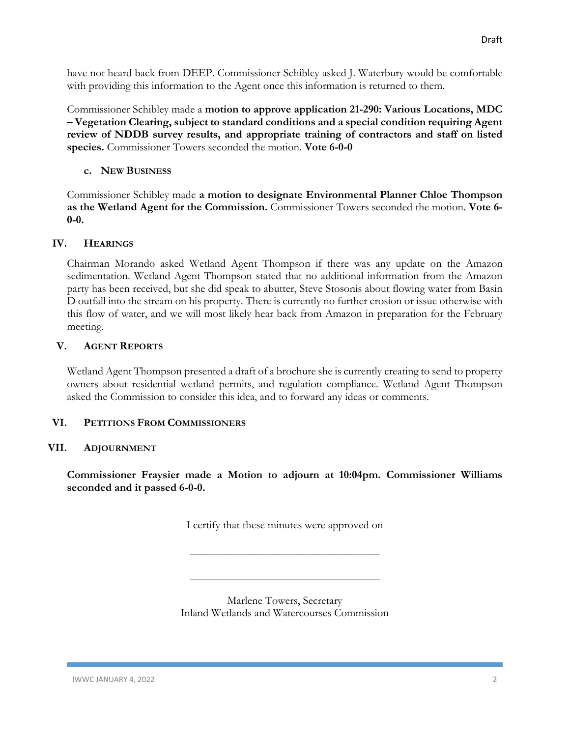have not heard back from DEEP. Commissioner Schibley asked J. Waterbury would be comfortable with providing this information to the Agent once this information is returned to them.

Commissioner Schibley made a **motion to approve application 21-290: Various Locations, MDC – Vegetation Clearing, subject to standard conditions and a special condition requiring Agent review of NDDB survey results, and appropriate training of contractors and staff on listed species.** Commissioner Towers seconded the motion. **Vote 6-0-0**

### c. New Business

Commissioner Schibley made **a motion to designate Environmental Planner Chloe Thompson as the Wetland Agent for the Commission.** Commissioner Towers seconded the motion. **Vote 6-0-0.**

## IV. Hearings

Chairman Morando asked Wetland Agent Thompson if there was any update on the Amazon sedimentation. Wetland Agent Thompson stated that no additional information from the Amazon party has been received, but she did speak to abutter, Steve Stosonis about flowing water from Basin D outfall into the stream on his property. There is currently no further erosion or issue otherwise with this flow of water, and we will most likely hear back from Amazon in preparation for the February meeting.

## V. Agent Reports

Wetland Agent Thompson presented a draft of a brochure she is currently creating to send to property owners about residential wetland permits, and regulation compliance. Wetland Agent Thompson asked the Commission to consider this idea, and to forward any ideas or comments.

## VI. Petitions From Commissioners

## VII. Adjournment

**Commissioner Fraysier made a Motion to adjourn at 10:04pm. Commissioner Williams seconded and it passed 6-0-0.**

I certify that these minutes were approved on

\_\_\_\_\_\_\_\_\_\_\_\_\_\_\_\_\_\_\_\_\_\_\_\_\_\_\_\_\_\_\_\_\_\_\_

\_\_\_\_\_\_\_\_\_\_\_\_\_\_\_\_\_\_\_\_\_\_\_\_\_\_\_\_\_\_\_\_\_\_\_

Marlene Towers, Secretary
Inland Wetlands and Watercourses Commission